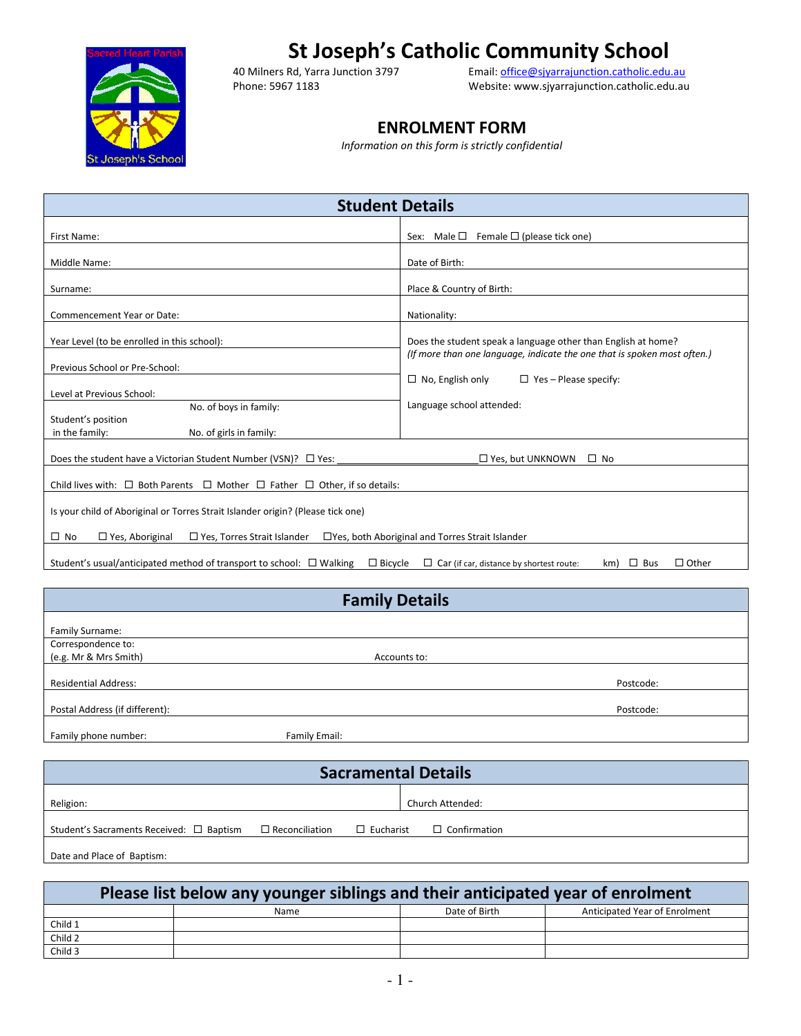# St Joseph's Catholic Community School

40 Milners Rd, Yarra Junction 3797
Phone: 5967 1183

Email: office@sjyarrajunction.catholic.edu.au
Website: www.sjyarrajunction.catholic.edu.au

## ENROLMENT FORM

*Information on this form is strictly confidential*

## Student Details

| | |
|---|---|
| First Name: | Sex: Male ☐ Female ☐ (please tick one) |
| Middle Name: | Date of Birth: |
| Surname: | Place & Country of Birth: |
| Commencement Year or Date: | Nationality: |
| Year Level (to be enrolled in this school): | Does the student speak a language other than English at home? *(If more than one language, indicate the one that is spoken most often.)* |
| Previous School or Pre-School: | ☐ No, English only ☐ Yes – Please specify: |
| Level at Previous School: | Language school attended: |
| Student's position in the family: No. of boys in family: No. of girls in family: | |

Does the student have a Victorian Student Number (VSN)? ☐ Yes: ____________________ ☐ Yes, but UNKNOWN ☐ No

Child lives with: ☐ Both Parents ☐ Mother ☐ Father ☐ Other, if so details:

Is your child of Aboriginal or Torres Strait Islander origin? (Please tick one)

☐ No ☐ Yes, Aboriginal ☐ Yes, Torres Strait Islander ☐ Yes, both Aboriginal and Torres Strait Islander

Student's usual/anticipated method of transport to school: ☐ Walking ☐ Bicycle ☐ Car (if car, distance by shortest route: km) ☐ Bus ☐ Other

## Family Details

Family Surname:

Correspondence to: (e.g. Mr & Mrs Smith) Accounts to:

Residential Address: Postcode:

Postal Address (if different): Postcode:

Family phone number: Family Email:

## Sacramental Details

| | |
|---|---|
| Religion: | Church Attended: |

Student's Sacraments Received: ☐ Baptism ☐ Reconciliation ☐ Eucharist ☐ Confirmation

Date and Place of Baptism:

## Please list below any younger siblings and their anticipated year of enrolment

| | Name | Date of Birth | Anticipated Year of Enrolment |
|---|---|---|---|
| Child 1 | | | |
| Child 2 | | | |
| Child 3 | | | |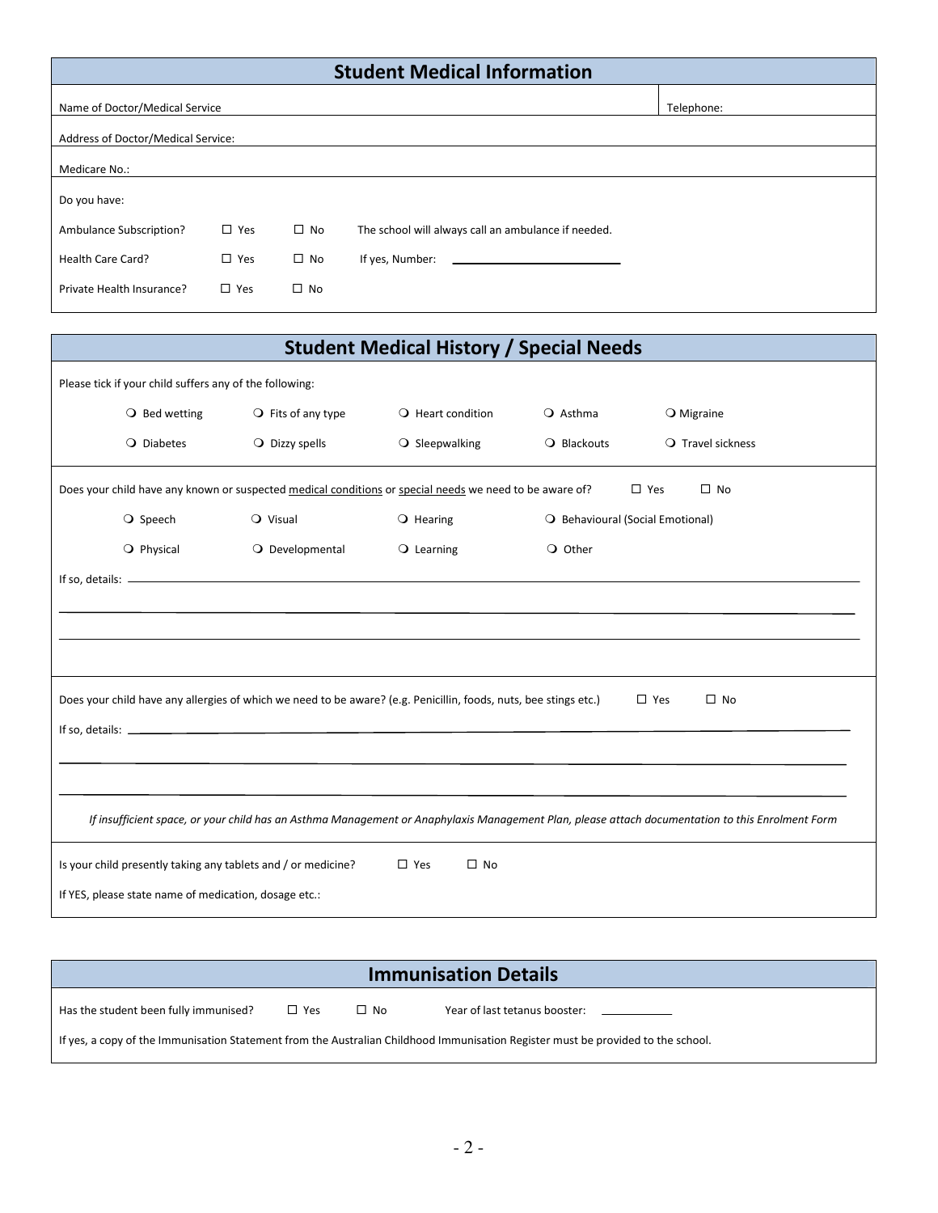## Student Medical Information

| Name of Doctor/Medical Service | Telephone: |
|---|---|
| Address of Doctor/Medical Service: | |
| Medicare No.: | |

Do you have:

Ambulance Subscription? ☐ Yes ☐ No The school will always call an ambulance if needed.

Health Care Card? ☐ Yes ☐ No If yes, Number: ____________________

Private Health Insurance? ☐ Yes ☐ No

## Student Medical History / Special Needs

Please tick if your child suffers any of the following:

❍ Bed wetting ❍ Fits of any type ❍ Heart condition ❍ Asthma ❍ Migraine

❍ Diabetes ❍ Dizzy spells ❍ Sleepwalking ❍ Blackouts ❍ Travel sickness

Does your child have any known or suspected <u>medical conditions</u> or <u>special needs</u> we need to be aware of? ☐ Yes ☐ No

❍ Speech ❍ Visual ❍ Hearing ❍ Behavioural (Social Emotional)

❍ Physical ❍ Developmental ❍ Learning ❍ Other

If so, details: ____________________

Does your child have any allergies of which we need to be aware? (e.g. Penicillin, foods, nuts, bee stings etc.) ☐ Yes ☐ No

If so, details: ____________________

*If insufficient space, or your child has an Asthma Management or Anaphylaxis Management Plan, please attach documentation to this Enrolment Form*

Is your child presently taking any tablets and / or medicine? ☐ Yes ☐ No

If YES, please state name of medication, dosage etc.:

## Immunisation Details

Has the student been fully immunised? ☐ Yes ☐ No Year of last tetanus booster: __________

If yes, a copy of the Immunisation Statement from the Australian Childhood Immunisation Register must be provided to the school.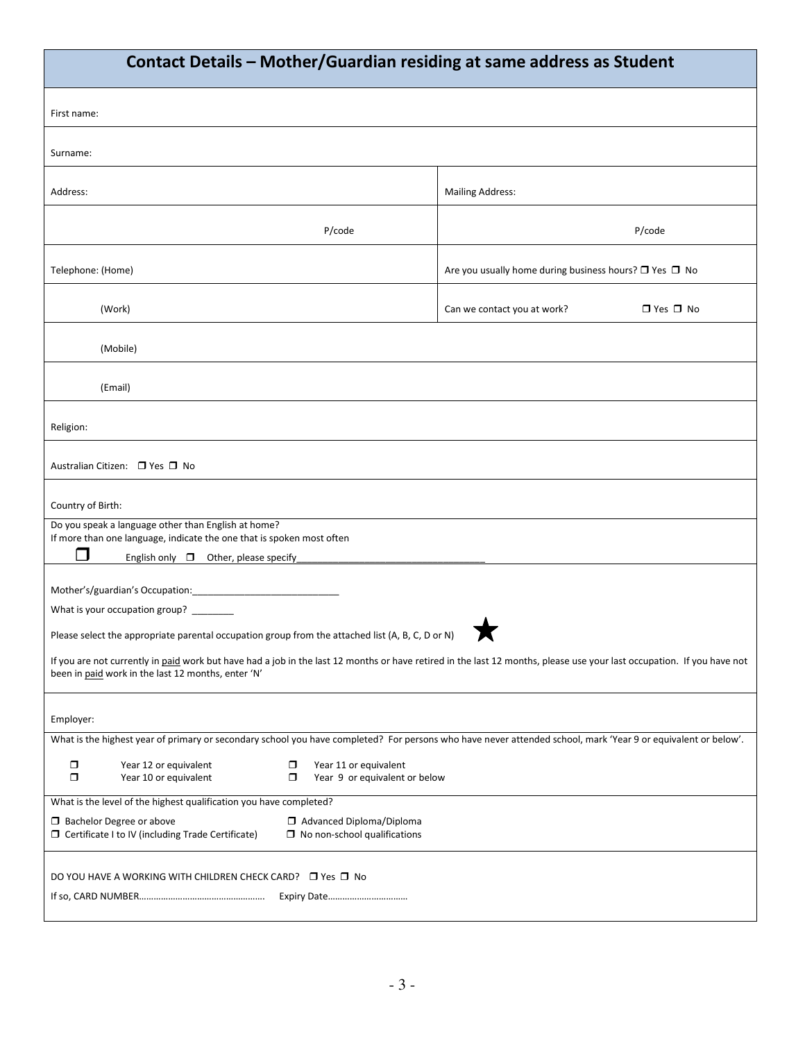## Contact Details – Mother/Guardian residing at same address as Student

| | |
|---|---|
| First name: | |
| Surname: | |
| Address: | Mailing Address: |
| P/code | P/code |
| Telephone: (Home) | Are you usually home during business hours? ❒ Yes ❒ No |
| (Work) | Can we contact you at work? ❒ Yes ❒ No |
| (Mobile) | |
| (Email) | |
| Religion: | |
| Australian Citizen: ❒ Yes ❒ No | |
| Country of Birth: | |

Do you speak a language other than English at home?
If more than one language, indicate the one that is spoken most often

❒ English only ❒ Other, please specify___________________________________

Mother's/guardian's Occupation:____________________________

What is your occupation group? ________

Please select the appropriate parental occupation group from the attached list (A, B, C, D or N) ★

If you are not currently in paid work but have had a job in the last 12 months or have retired in the last 12 months, please use your last occupation. If you have not been in paid work in the last 12 months, enter 'N'

Employer:

What is the highest year of primary or secondary school you have completed? For persons who have never attended school, mark 'Year 9 or equivalent or below'.

❒ Year 12 or equivalent ❒ Year 11 or equivalent
❒ Year 10 or equivalent ❒ Year 9 or equivalent or below

What is the level of the highest qualification you have completed?

❒ Bachelor Degree or above ❒ Advanced Diploma/Diploma
❒ Certificate I to IV (including Trade Certificate) ❒ No non-school qualifications

DO YOU HAVE A WORKING WITH CHILDREN CHECK CARD? ❒ Yes ❒ No

If so, CARD NUMBER………………………………………….. Expiry Date……………………………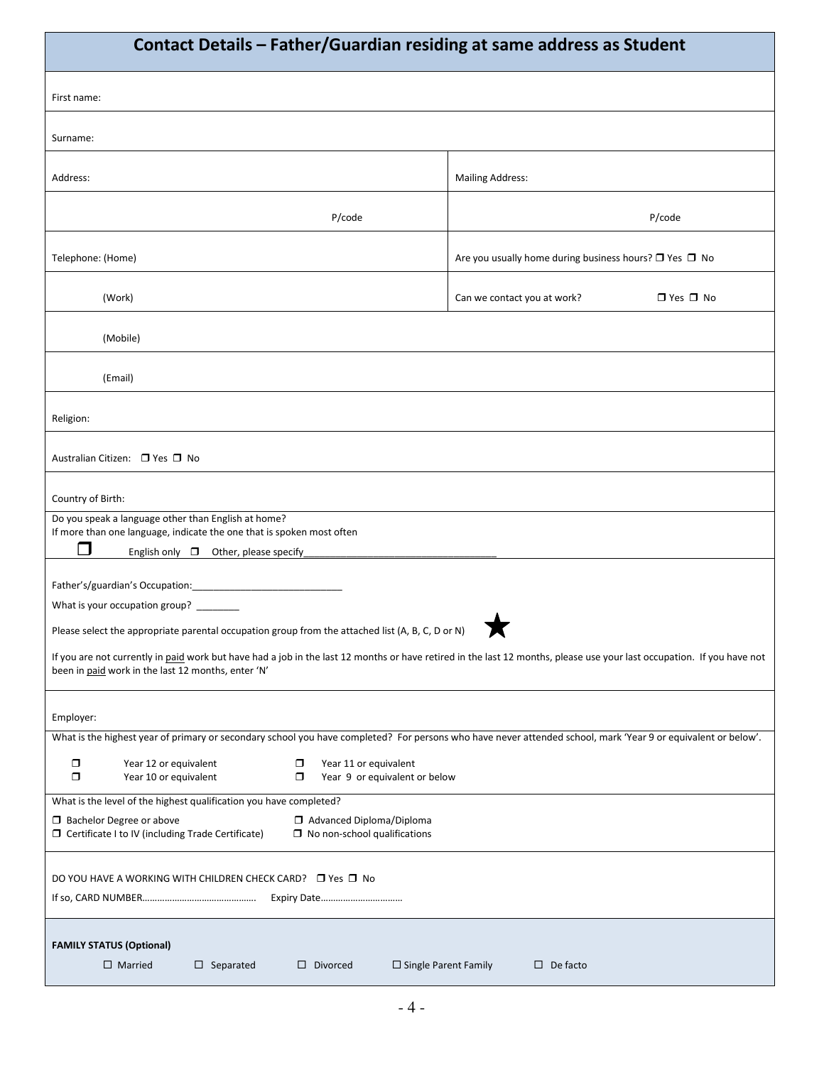## Contact Details – Father/Guardian residing at same address as Student

First name:

Surname:

| Address: | Mailing Address: |
|---|---|
| P/code | P/code |
| Telephone: (Home) | Are you usually home during business hours? ❒ Yes ❒ No |
| (Work) | Can we contact you at work? ❒ Yes ❒ No |

(Mobile)

(Email)

Religion:

Australian Citizen: ❒ Yes ❒ No

Country of Birth:

Do you speak a language other than English at home?
If more than one language, indicate the one that is spoken most often

❒ English only ❒ Other, please specify___________________________________

Father's/guardian's Occupation:____________________________

What is your occupation group? ________

Please select the appropriate parental occupation group from the attached list (A, B, C, D or N) ★

If you are not currently in paid work but have had a job in the last 12 months or have retired in the last 12 months, please use your last occupation. If you have not been in paid work in the last 12 months, enter 'N'

Employer:

What is the highest year of primary or secondary school you have completed? For persons who have never attended school, mark 'Year 9 or equivalent or below'.

❒ Year 12 or equivalent ❒ Year 11 or equivalent
❒ Year 10 or equivalent ❒ Year 9 or equivalent or below

What is the level of the highest qualification you have completed?

❒ Bachelor Degree or above ❒ Advanced Diploma/Diploma
❒ Certificate I to IV (including Trade Certificate) ❒ No non-school qualifications

DO YOU HAVE A WORKING WITH CHILDREN CHECK CARD? ❒ Yes ❒ No

If so, CARD NUMBER………………………………………. Expiry Date……………………………

**FAMILY STATUS (Optional)**

☐ Married ☐ Separated ☐ Divorced ☐ Single Parent Family ☐ De facto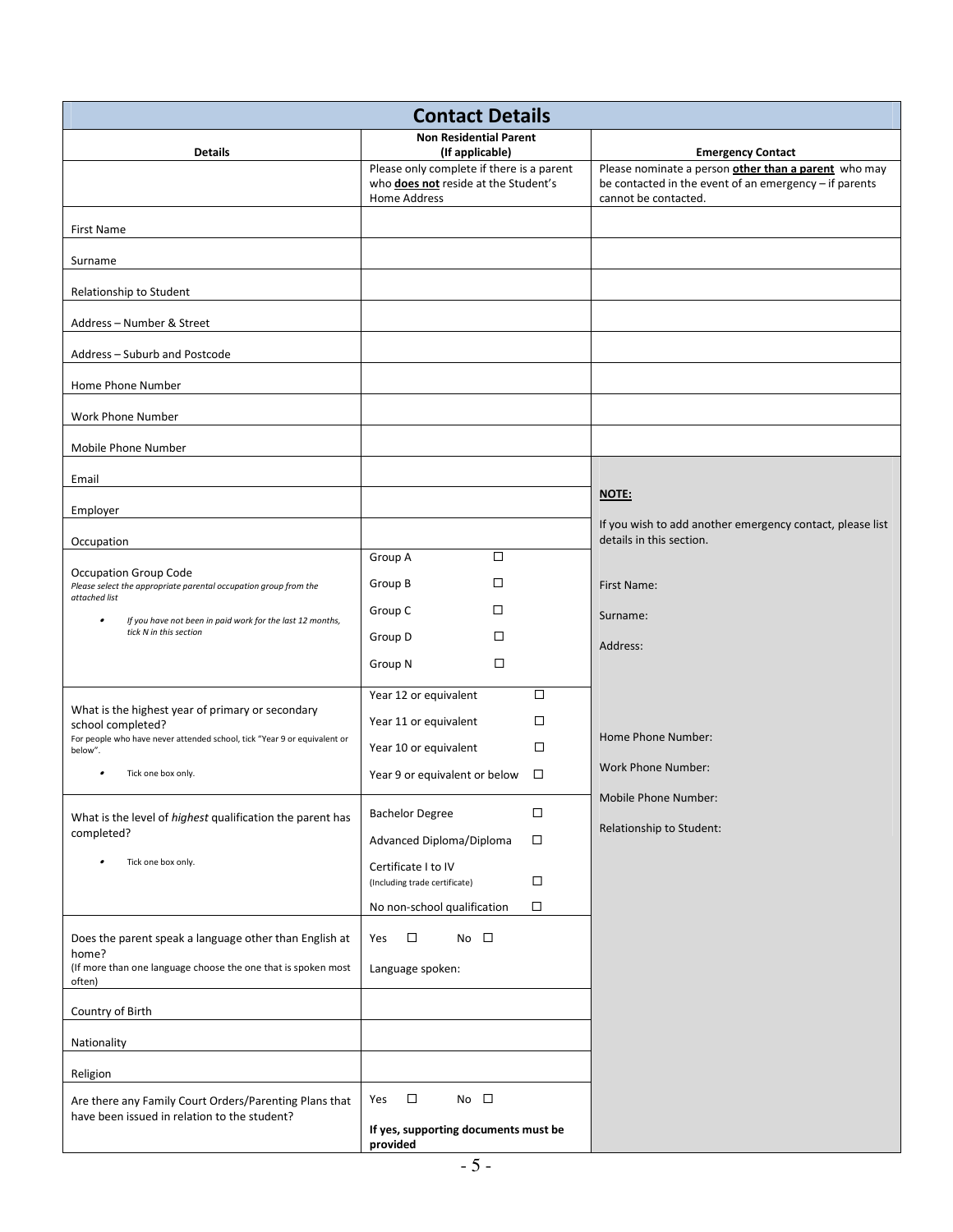## Contact Details

| Details | Non Residential Parent (If applicable) | Emergency Contact |
|---|---|---|
| | Please only complete if there is a parent who **does not** reside at the Student's Home Address | Please nominate a person **other than a parent** who may be contacted in the event of an emergency – if parents cannot be contacted. |
| First Name | | |
| Surname | | |
| Relationship to Student | | |
| Address – Number & Street | | |
| Address – Suburb and Postcode | | |
| Home Phone Number | | |
| Work Phone Number | | |
| Mobile Phone Number | | |
| Email | | **NOTE:** If you wish to add another emergency contact, please list details in this section. First Name: Surname: Address: Home Phone Number: Work Phone Number: Mobile Phone Number: Relationship to Student: |
| Employer | | |
| Occupation | | |
| Occupation Group Code *Please select the appropriate parental occupation group from the attached list* • *If you have not been in paid work for the last 12 months, tick N in this section* | Group A ☐ Group B ☐ Group C ☐ Group D ☐ Group N ☐ | |
| What is the highest year of primary or secondary school completed? For people who have never attended school, tick "Year 9 or equivalent or below". • Tick one box only. | Year 12 or equivalent ☐ Year 11 or equivalent ☐ Year 10 or equivalent ☐ Year 9 or equivalent or below ☐ | |
| What is the level of *highest* qualification the parent has completed? • Tick one box only. | Bachelor Degree ☐ Advanced Diploma/Diploma ☐ Certificate I to IV (Including trade certificate) ☐ No non-school qualification ☐ | |
| Does the parent speak a language other than English at home? (If more than one language choose the one that is spoken most often) | Yes ☐ No ☐ Language spoken: | |
| Country of Birth | | |
| Nationality | | |
| Religion | | |
| Are there any Family Court Orders/Parenting Plans that have been issued in relation to the student? | Yes ☐ No ☐ **If yes, supporting documents must be provided** | |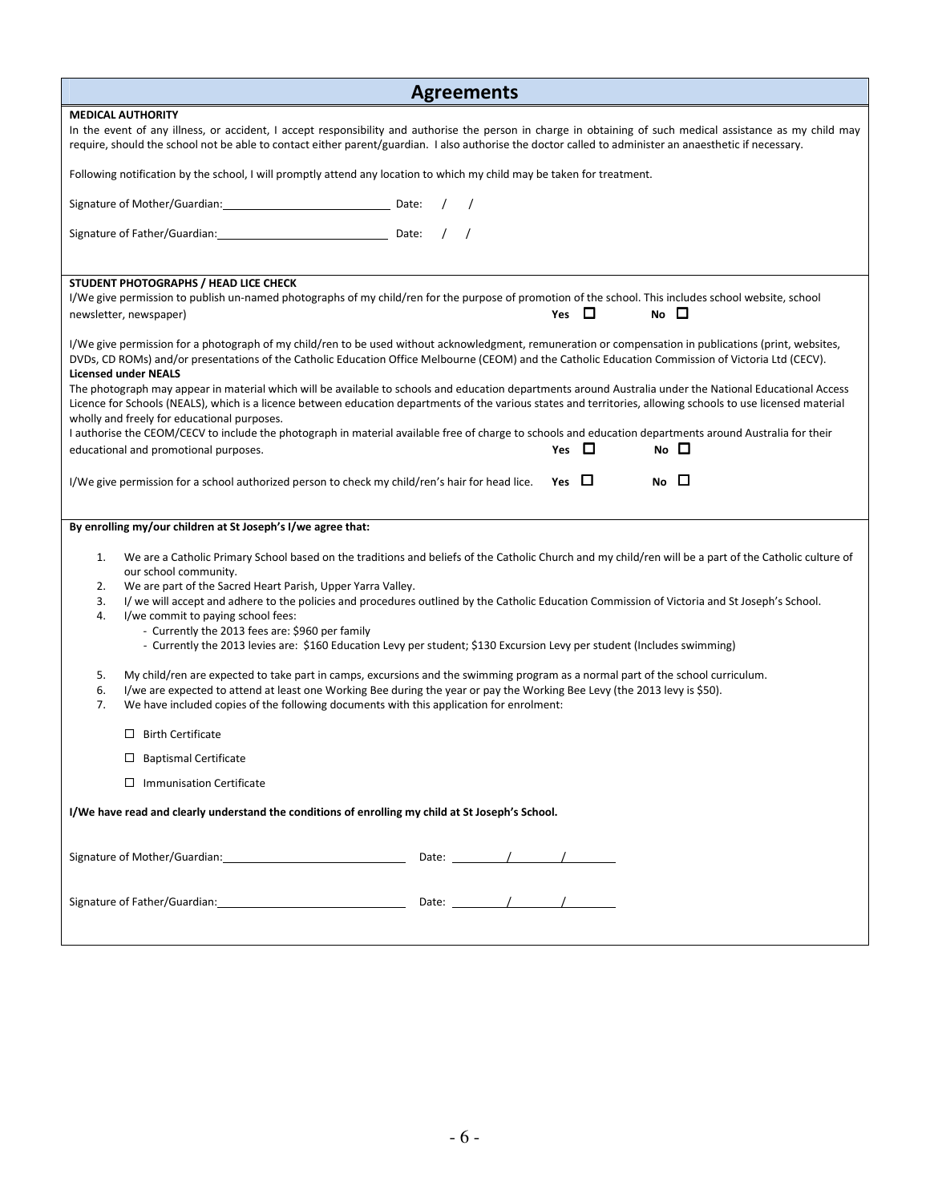# Agreements

**MEDICAL AUTHORITY**

In the event of any illness, or accident, I accept responsibility and authorise the person in charge in obtaining of such medical assistance as my child may require, should the school not be able to contact either parent/guardian. I also authorise the doctor called to administer an anaesthetic if necessary.

Following notification by the school, I will promptly attend any location to which my child may be taken for treatment.

Signature of Mother/Guardian:\_\_\_\_\_\_\_\_\_\_\_\_\_\_\_\_\_\_\_\_\_\_\_\_\_\_ Date: / /

Signature of Father/Guardian:\_\_\_\_\_\_\_\_\_\_\_\_\_\_\_\_\_\_\_\_\_\_\_\_\_\_ Date: / /

**STUDENT PHOTOGRAPHS / HEAD LICE CHECK**

I/We give permission to publish un-named photographs of my child/ren for the purpose of promotion of the school. This includes school website, school newsletter, newspaper) **Yes** ☐ **No** ☐

I/We give permission for a photograph of my child/ren to be used without acknowledgment, remuneration or compensation in publications (print, websites, DVDs, CD ROMs) and/or presentations of the Catholic Education Office Melbourne (CEOM) and the Catholic Education Commission of Victoria Ltd (CECV).

**Licensed under NEALS**

The photograph may appear in material which will be available to schools and education departments around Australia under the National Educational Access Licence for Schools (NEALS), which is a licence between education departments of the various states and territories, allowing schools to use licensed material wholly and freely for educational purposes.

I authorise the CEOM/CECV to include the photograph in material available free of charge to schools and education departments around Australia for their educational and promotional purposes. **Yes** ☐ **No** ☐

I/We give permission for a school authorized person to check my child/ren's hair for head lice. **Yes** ☐ **No** ☐

**By enrolling my/our children at St Joseph's I/we agree that:**

1. We are a Catholic Primary School based on the traditions and beliefs of the Catholic Church and my child/ren will be a part of the Catholic culture of our school community.
2. We are part of the Sacred Heart Parish, Upper Yarra Valley.
3. I/ we will accept and adhere to the policies and procedures outlined by the Catholic Education Commission of Victoria and St Joseph's School.
4. I/we commit to paying school fees:
   - Currently the 2013 fees are: $960 per family
   - Currently the 2013 levies are: $160 Education Levy per student; $130 Excursion Levy per student (Includes swimming)
5. My child/ren are expected to take part in camps, excursions and the swimming program as a normal part of the school curriculum.
6. I/we are expected to attend at least one Working Bee during the year or pay the Working Bee Levy (the 2013 levy is $50).
7. We have included copies of the following documents with this application for enrolment:

   ☐ Birth Certificate

   ☐ Baptismal Certificate

   ☐ Immunisation Certificate

**I/We have read and clearly understand the conditions of enrolling my child at St Joseph's School.**

Signature of Mother/Guardian:\_\_\_\_\_\_\_\_\_\_\_\_\_\_\_\_\_\_\_\_\_\_\_\_\_\_ Date: \_\_\_\_/\_\_\_\_/\_\_\_\_

Signature of Father/Guardian:\_\_\_\_\_\_\_\_\_\_\_\_\_\_\_\_\_\_\_\_\_\_\_\_\_\_ Date: \_\_\_\_/\_\_\_\_/\_\_\_\_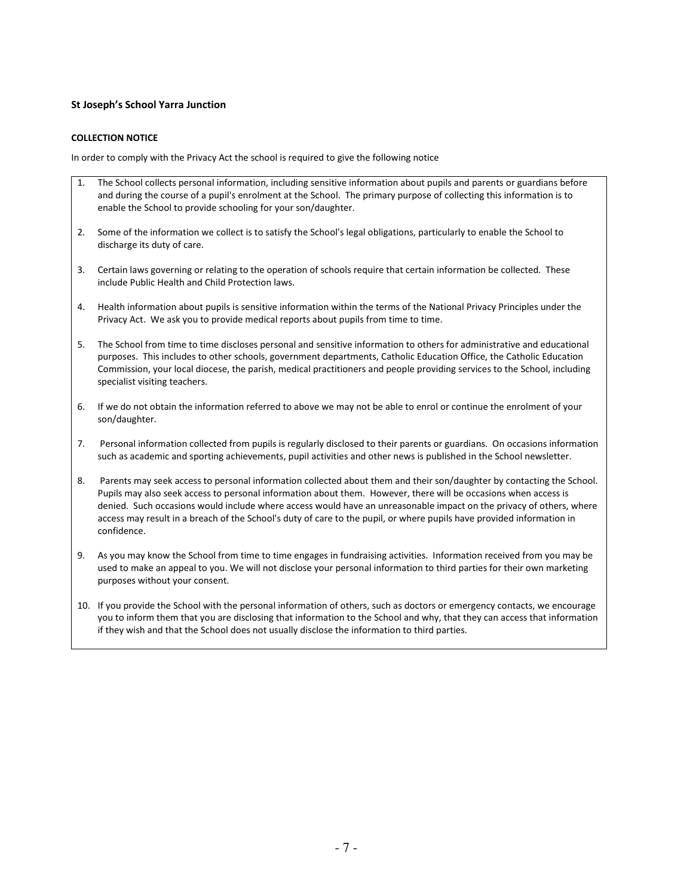**St Joseph's School Yarra Junction**

**COLLECTION NOTICE**

In order to comply with the Privacy Act the school is required to give the following notice

1. The School collects personal information, including sensitive information about pupils and parents or guardians before and during the course of a pupil's enrolment at the School. The primary purpose of collecting this information is to enable the School to provide schooling for your son/daughter.

2. Some of the information we collect is to satisfy the School's legal obligations, particularly to enable the School to discharge its duty of care.

3. Certain laws governing or relating to the operation of schools require that certain information be collected. These include Public Health and Child Protection laws.

4. Health information about pupils is sensitive information within the terms of the National Privacy Principles under the Privacy Act. We ask you to provide medical reports about pupils from time to time.

5. The School from time to time discloses personal and sensitive information to others for administrative and educational purposes. This includes to other schools, government departments, Catholic Education Office, the Catholic Education Commission, your local diocese, the parish, medical practitioners and people providing services to the School, including specialist visiting teachers.

6. If we do not obtain the information referred to above we may not be able to enrol or continue the enrolment of your son/daughter.

7. Personal information collected from pupils is regularly disclosed to their parents or guardians. On occasions information such as academic and sporting achievements, pupil activities and other news is published in the School newsletter.

8. Parents may seek access to personal information collected about them and their son/daughter by contacting the School. Pupils may also seek access to personal information about them. However, there will be occasions when access is denied. Such occasions would include where access would have an unreasonable impact on the privacy of others, where access may result in a breach of the School's duty of care to the pupil, or where pupils have provided information in confidence.

9. As you may know the School from time to time engages in fundraising activities. Information received from you may be used to make an appeal to you. We will not disclose your personal information to third parties for their own marketing purposes without your consent.

10. If you provide the School with the personal information of others, such as doctors or emergency contacts, we encourage you to inform them that you are disclosing that information to the School and why, that they can access that information if they wish and that the School does not usually disclose the information to third parties.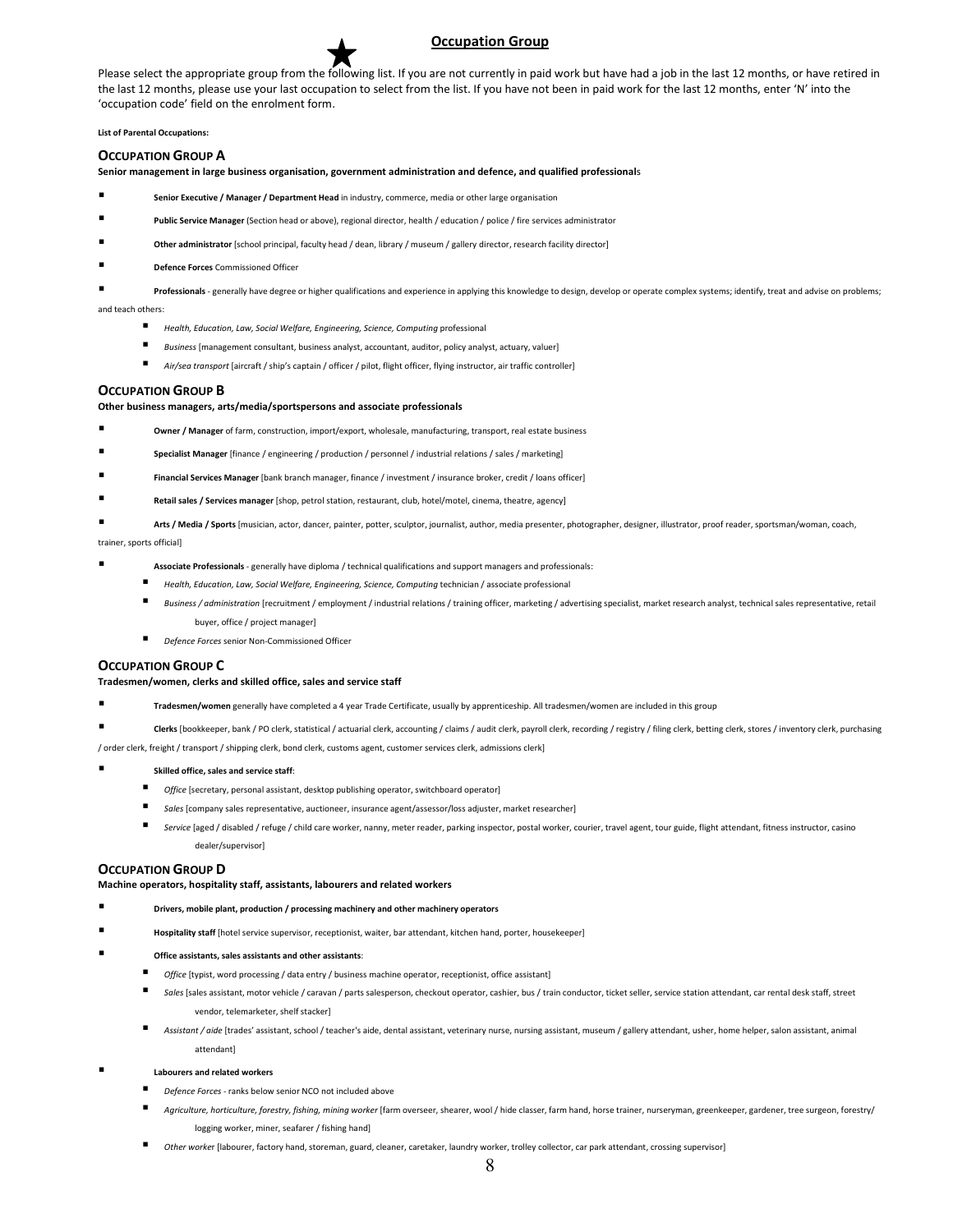## Occupation Group

Please select the appropriate group from the following list. If you are not currently in paid work but have had a job in the last 12 months, or have retired in the last 12 months, please use your last occupation to select from the list. If you have not been in paid work for the last 12 months, enter 'N' into the 'occupation code' field on the enrolment form.

**List of Parental Occupations:**

### OCCUPATION GROUP A

**Senior management in large business organisation, government administration and defence, and qualified professionals**

- **Senior Executive / Manager / Department Head** in industry, commerce, media or other large organisation
- **Public Service Manager** (Section head or above), regional director, health / education / police / fire services administrator
- **Other administrator** [school principal, faculty head / dean, library / museum / gallery director, research facility director]
- **Defence Forces** Commissioned Officer
- **Professionals** - generally have degree or higher qualifications and experience in applying this knowledge to design, develop or operate complex systems; identify, treat and advise on problems; and teach others:
    - *Health, Education, Law, Social Welfare, Engineering, Science, Computing* professional
    - *Business* [management consultant, business analyst, accountant, auditor, policy analyst, actuary, valuer]
    - *Air/sea transport* [aircraft / ship's captain / officer / pilot, flight officer, flying instructor, air traffic controller]

### OCCUPATION GROUP B

**Other business managers, arts/media/sportspersons and associate professionals**

- **Owner / Manager** of farm, construction, import/export, wholesale, manufacturing, transport, real estate business
- **Specialist Manager** [finance / engineering / production / personnel / industrial relations / sales / marketing]
- **Financial Services Manager** [bank branch manager, finance / investment / insurance broker, credit / loans officer]
- **Retail sales / Services manager** [shop, petrol station, restaurant, club, hotel/motel, cinema, theatre, agency]
- **Arts / Media / Sports** [musician, actor, dancer, painter, potter, sculptor, journalist, author, media presenter, photographer, designer, illustrator, proof reader, sportsman/woman, coach, trainer, sports official]
- **Associate Professionals** - generally have diploma / technical qualifications and support managers and professionals:
    - *Health, Education, Law, Social Welfare, Engineering, Science, Computing* technician / associate professional
    - *Business / administration* [recruitment / employment / industrial relations / training officer, marketing / advertising specialist, market research analyst, technical sales representative, retail buyer, office / project manager]
    - *Defence Forces* senior Non-Commissioned Officer

### OCCUPATION GROUP C

**Tradesmen/women, clerks and skilled office, sales and service staff**

- **Tradesmen/women** generally have completed a 4 year Trade Certificate, usually by apprenticeship. All tradesmen/women are included in this group
- **Clerks** [bookkeeper, bank / PO clerk, statistical / actuarial clerk, accounting / claims / audit clerk, payroll clerk, recording / registry / filing clerk, betting clerk, stores / inventory clerk, purchasing / order clerk, freight / transport / shipping clerk, bond clerk, customs agent, customer services clerk, admissions clerk]
- **Skilled office, sales and service staff**:
    - *Office* [secretary, personal assistant, desktop publishing operator, switchboard operator]
    - *Sales* [company sales representative, auctioneer, insurance agent/assessor/loss adjuster, market researcher]
    - *Service* [aged / disabled / refuge / child care worker, nanny, meter reader, parking inspector, postal worker, courier, travel agent, tour guide, flight attendant, fitness instructor, casino dealer/supervisor]

### OCCUPATION GROUP D

**Machine operators, hospitality staff, assistants, labourers and related workers**

- **Drivers, mobile plant, production / processing machinery and other machinery operators**
- **Hospitality staff** [hotel service supervisor, receptionist, waiter, bar attendant, kitchen hand, porter, housekeeper]
- **Office assistants, sales assistants and other assistants**:
    - *Office* [typist, word processing / data entry / business machine operator, receptionist, office assistant]
    - *Sales* [sales assistant, motor vehicle / caravan / parts salesperson, checkout operator, cashier, bus / train conductor, ticket seller, service station attendant, car rental desk staff, street vendor, telemarketer, shelf stacker]
    - *Assistant / aide* [trades' assistant, school / teacher's aide, dental assistant, veterinary nurse, nursing assistant, museum / gallery attendant, usher, home helper, salon assistant, animal attendant]
- **Labourers and related workers**
    - *Defence Forces* - ranks below senior NCO not included above
    - *Agriculture, horticulture, forestry, fishing, mining worker* [farm overseer, shearer, wool / hide classer, farm hand, horse trainer, nurseryman, greenkeeper, gardener, tree surgeon, forestry/ logging worker, miner, seafarer / fishing hand]
    - *Other worker* [labourer, factory hand, storeman, guard, cleaner, caretaker, laundry worker, trolley collector, car park attendant, crossing supervisor]